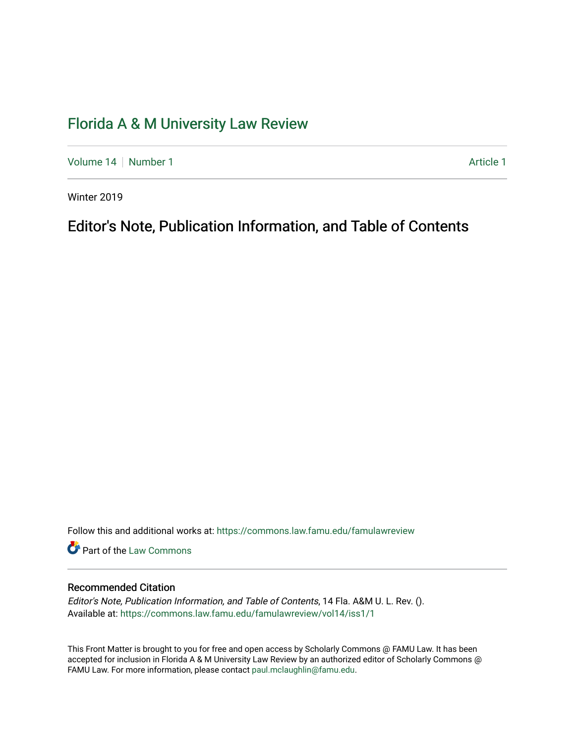# Florida A & M University Law Review

Volume 14 | Number 1 | Article 1

Winter 2019

## Editor's Note, Publication Information, and Table of Contents

Follow this and additional works at: https://commons.law.famu.edu/famulawreview

Part of the Law Commons

### Recommended Citation

*Editor's Note, Publication Information, and Table of Contents*, 14 Fla. A&M U. L. Rev. ().
Available at: https://commons.law.famu.edu/famulawreview/vol14/iss1/1

This Front Matter is brought to you for free and open access by Scholarly Commons @ FAMU Law. It has been accepted for inclusion in Florida A & M University Law Review by an authorized editor of Scholarly Commons @ FAMU Law. For more information, please contact paul.mclaughlin@famu.edu.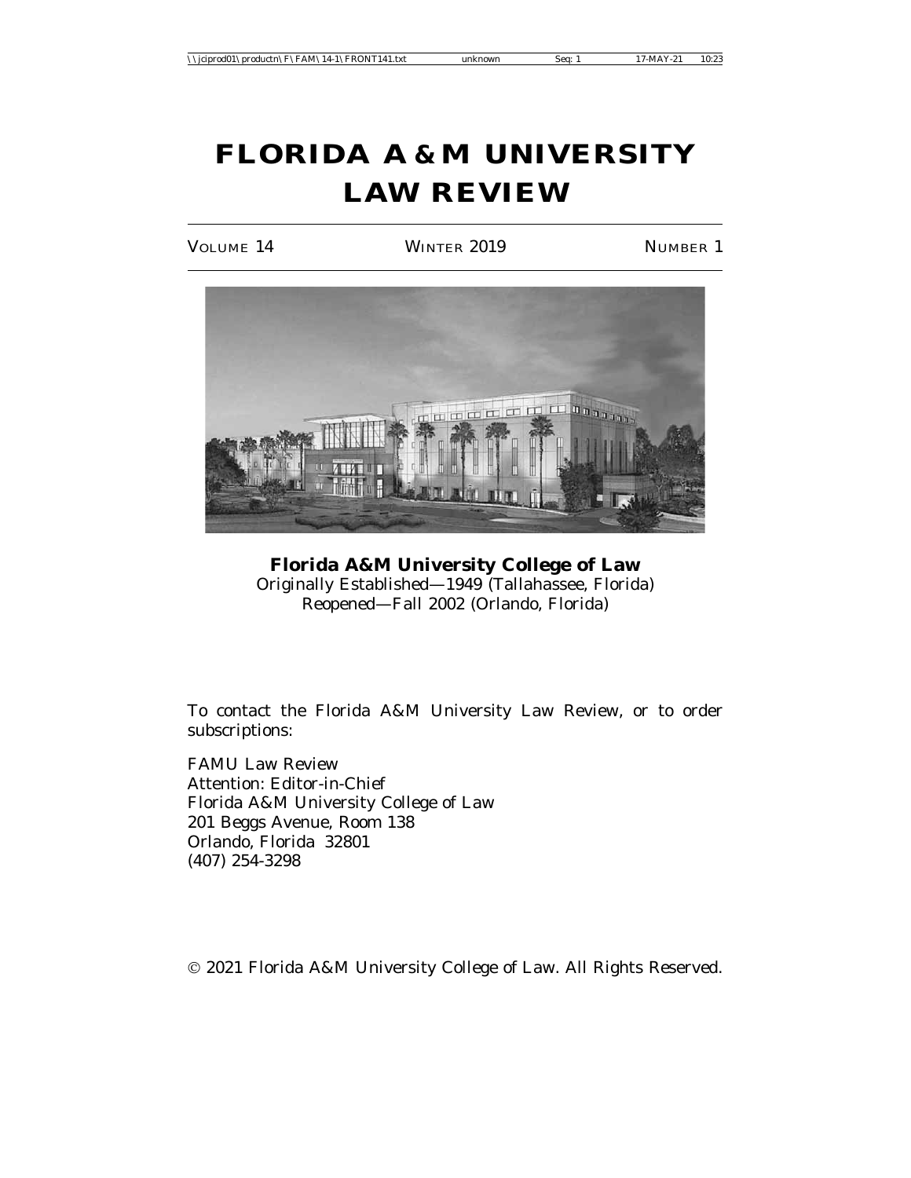# FLORIDA A & M UNIVERSITY LAW REVIEW

VOLUME 14 WINTER 2019 NUMBER 1

**Florida A&M University College of Law**
Originally Established—1949 (Tallahassee, Florida)
Reopened—Fall 2002 (Orlando, Florida)

To contact the Florida A&M University Law Review, or to order subscriptions:

FAMU Law Review
Attention: Editor-in-Chief
Florida A&M University College of Law
201 Beggs Avenue, Room 138
Orlando, Florida 32801
(407) 254-3298

© 2021 Florida A&M University College of Law. All Rights Reserved.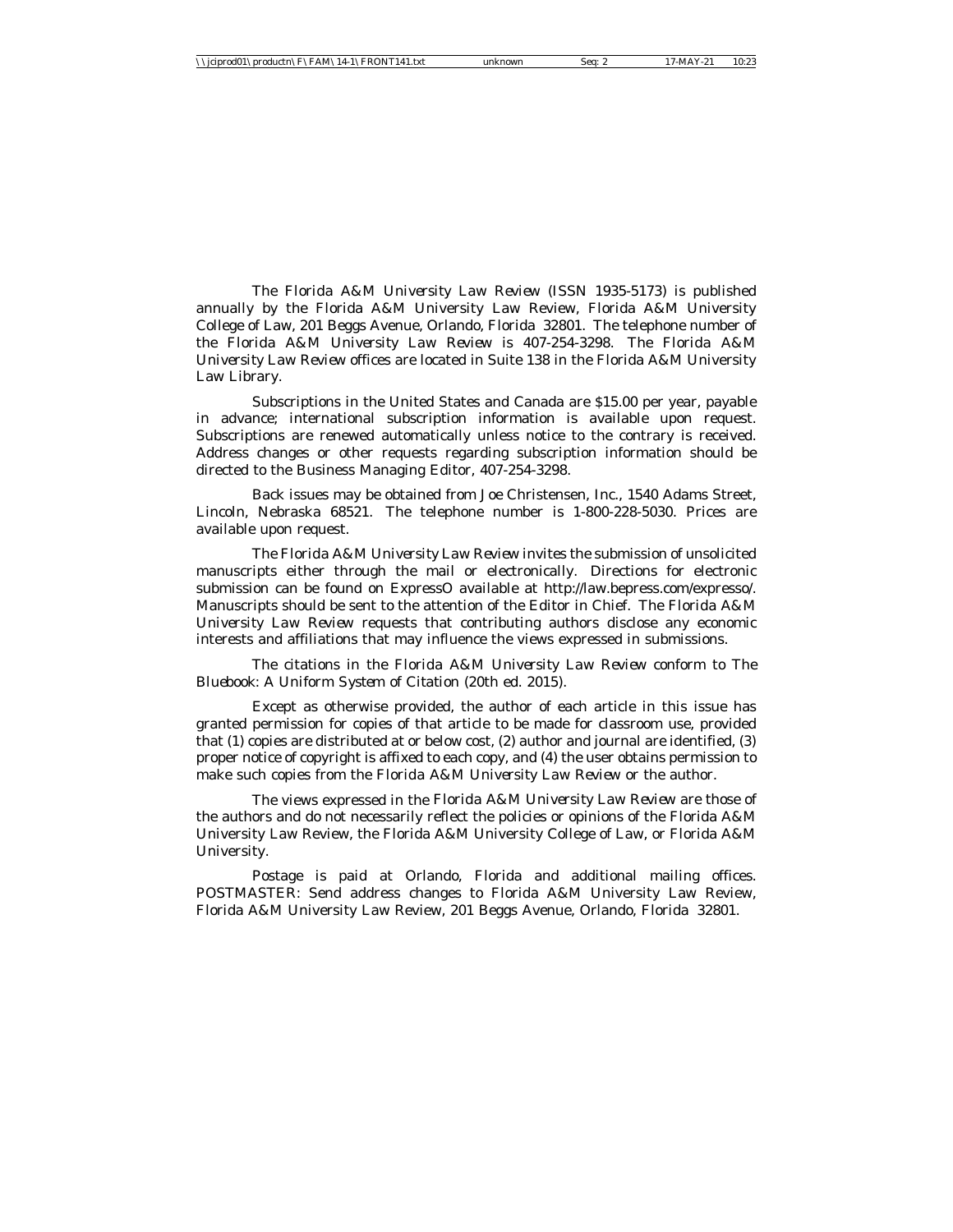The *Florida A&M University Law Review* (ISSN 1935-5173) is published annually by the Florida A&M University Law Review, Florida A&M University College of Law, 201 Beggs Avenue, Orlando, Florida 32801. The telephone number of the *Florida A&M University Law Review* is 407-254-3298. The Florida A&M University Law Review offices are located in Suite 138 in the Florida A&M University Law Library.

Subscriptions in the United States and Canada are $15.00 per year, payable in advance; international subscription information is available upon request. Subscriptions are renewed automatically unless notice to the contrary is received. Address changes or other requests regarding subscription information should be directed to the Business Managing Editor, 407-254-3298.

Back issues may be obtained from Joe Christensen, Inc., 1540 Adams Street, Lincoln, Nebraska 68521. The telephone number is 1-800-228-5030. Prices are available upon request.

The *Florida A&M University Law Review* invites the submission of unsolicited manuscripts either through the mail or electronically. Directions for electronic submission can be found on ExpressO available at http://law.bepress.com/expresso/. Manuscripts should be sent to the attention of the Editor in Chief. The *Florida A&M University Law Review* requests that contributing authors disclose any economic interests and affiliations that may influence the views expressed in submissions.

The citations in the *Florida A&M University Law Review* conform to *The Bluebook: A Uniform System of Citation* (20th ed. 2015).

Except as otherwise provided, the author of each article in this issue has granted permission for copies of that article to be made for classroom use, provided that (1) copies are distributed at or below cost, (2) author and journal are identified, (3) proper notice of copyright is affixed to each copy, and (4) the user obtains permission to make such copies from the *Florida A&M University Law Review* or the author.

The views expressed in the *Florida A&M University Law Review* are those of the authors and do not necessarily reflect the policies or opinions of the Florida A&M University Law Review, the Florida A&M University College of Law, or Florida A&M University.

Postage is paid at Orlando, Florida and additional mailing offices. POSTMASTER: Send address changes to Florida A&M University Law Review, Florida A&M University Law Review, 201 Beggs Avenue, Orlando, Florida 32801.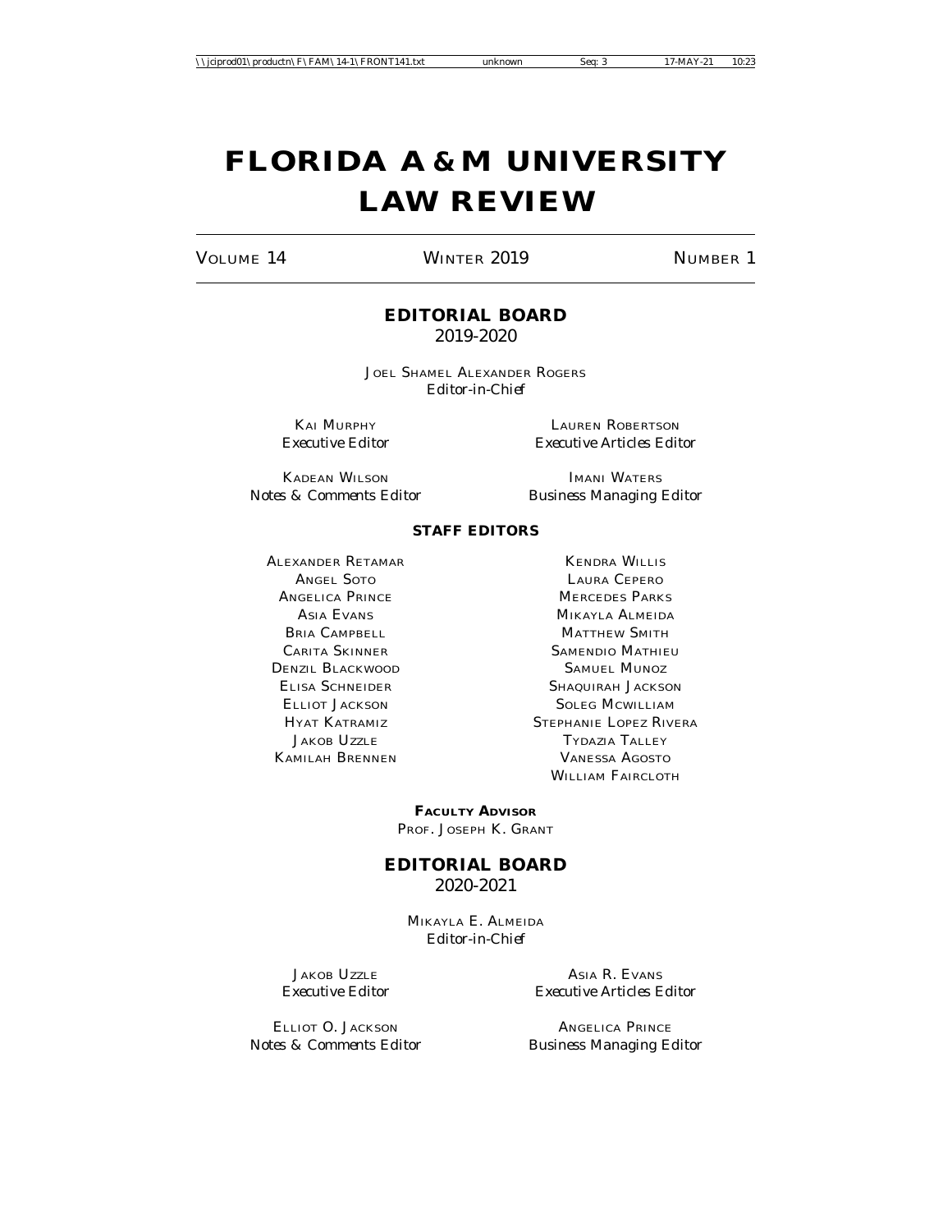# FLORIDA A & M UNIVERSITY LAW REVIEW

VOLUME 14 WINTER 2019 NUMBER 1

## EDITORIAL BOARD
2019-2020

JOEL SHAMEL ALEXANDER ROGERS
*Editor-in-Chief*

KAI MURPHY
*Executive Editor*

LAUREN ROBERTSON
*Executive Articles Editor*

KADEAN WILSON
*Notes & Comments Editor*

IMANI WATERS
*Business Managing Editor*

### STAFF EDITORS

ALEXANDER RETAMAR
ANGEL SOTO
ANGELICA PRINCE
ASIA EVANS
BRIA CAMPBELL
CARITA SKINNER
DENZIL BLACKWOOD
ELISA SCHNEIDER
ELLIOT JACKSON
HYAT KATRAMIZ
JAKOB UZZLE
KAMILAH BRENNEN
KENDRA WILLIS
LAURA CEPERO
MERCEDES PARKS
MIKAYLA ALMEIDA
MATTHEW SMITH
SAMENDIO MATHIEU
SAMUEL MUNOZ
SHAQUIRAH JACKSON
SOLEG MCWILLIAM
STEPHANIE LOPEZ RIVERA
TYDAZIA TALLEY
VANESSA AGOSTO
WILLIAM FAIRCLOTH

**FACULTY ADVISOR**
PROF. JOSEPH K. GRANT

## EDITORIAL BOARD
2020-2021

MIKAYLA E. ALMEIDA
*Editor-in-Chief*

JAKOB UZZLE
*Executive Editor*

ASIA R. EVANS
*Executive Articles Editor*

ELLIOT O. JACKSON
*Notes & Comments Editor*

ANGELICA PRINCE
*Business Managing Editor*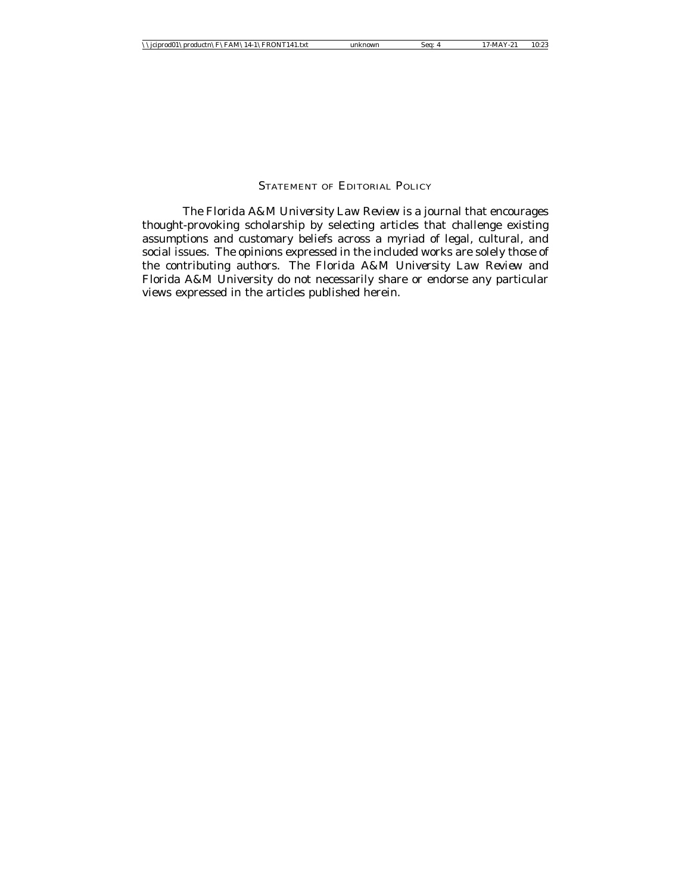## Statement of Editorial Policy

*The Florida A&M University Law Review* is a journal that encourages thought-provoking scholarship by selecting articles that challenge existing assumptions and customary beliefs across a myriad of legal, cultural, and social issues. The opinions expressed in the included works are solely those of the contributing authors. *The Florida A&M University Law Review* and Florida A&M University do not necessarily share or endorse any particular views expressed in the articles published herein.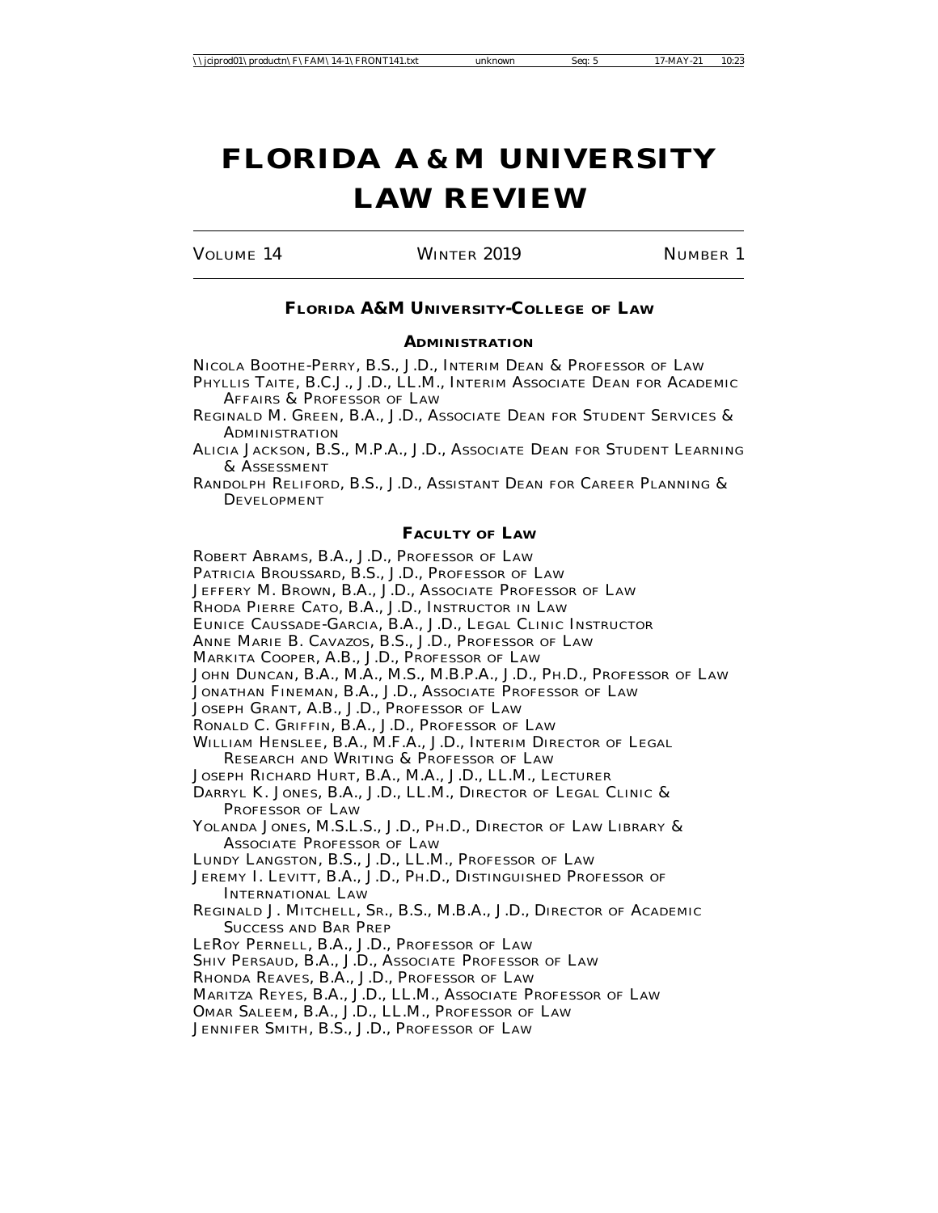# FLORIDA A & M UNIVERSITY LAW REVIEW

VOLUME 14 WINTER 2019 NUMBER 1

## FLORIDA A&M UNIVERSITY-COLLEGE OF LAW

### ADMINISTRATION

NICOLA BOOTHE-PERRY, B.S., J.D., INTERIM DEAN & PROFESSOR OF LAW
PHYLLIS TAITE, B.C.J., J.D., LL.M., INTERIM ASSOCIATE DEAN FOR ACADEMIC AFFAIRS & PROFESSOR OF LAW
REGINALD M. GREEN, B.A., J.D., ASSOCIATE DEAN FOR STUDENT SERVICES & ADMINISTRATION
ALICIA JACKSON, B.S., M.P.A., J.D., ASSOCIATE DEAN FOR STUDENT LEARNING & ASSESSMENT
RANDOLPH RELIFORD, B.S., J.D., ASSISTANT DEAN FOR CAREER PLANNING & DEVELOPMENT

### FACULTY OF LAW

ROBERT ABRAMS, B.A., J.D., PROFESSOR OF LAW
PATRICIA BROUSSARD, B.S., J.D., PROFESSOR OF LAW
JEFFERY M. BROWN, B.A., J.D., ASSOCIATE PROFESSOR OF LAW
RHODA PIERRE CATO, B.A., J.D., INSTRUCTOR IN LAW
EUNICE CAUSSADE-GARCIA, B.A., J.D., LEGAL CLINIC INSTRUCTOR
ANNE MARIE B. CAVAZOS, B.S., J.D., PROFESSOR OF LAW
MARKITA COOPER, A.B., J.D., PROFESSOR OF LAW
JOHN DUNCAN, B.A., M.A., M.S., M.B.P.A., J.D., PH.D., PROFESSOR OF LAW
JONATHAN FINEMAN, B.A., J.D., ASSOCIATE PROFESSOR OF LAW
JOSEPH GRANT, A.B., J.D., PROFESSOR OF LAW
RONALD C. GRIFFIN, B.A., J.D., PROFESSOR OF LAW
WILLIAM HENSLEE, B.A., M.F.A., J.D., INTERIM DIRECTOR OF LEGAL RESEARCH AND WRITING & PROFESSOR OF LAW
JOSEPH RICHARD HURT, B.A., M.A., J.D., LL.M., LECTURER
DARRYL K. JONES, B.A., J.D., LL.M., DIRECTOR OF LEGAL CLINIC & PROFESSOR OF LAW
YOLANDA JONES, M.S.L.S., J.D., PH.D., DIRECTOR OF LAW LIBRARY & ASSOCIATE PROFESSOR OF LAW
LUNDY LANGSTON, B.S., J.D., LL.M., PROFESSOR OF LAW
JEREMY I. LEVITT, B.A., J.D., PH.D., DISTINGUISHED PROFESSOR OF INTERNATIONAL LAW
REGINALD J. MITCHELL, SR., B.S., M.B.A., J.D., DIRECTOR OF ACADEMIC SUCCESS AND BAR PREP
LEROY PERNELL, B.A., J.D., PROFESSOR OF LAW
SHIV PERSAUD, B.A., J.D., ASSOCIATE PROFESSOR OF LAW
RHONDA REAVES, B.A., J.D., PROFESSOR OF LAW
MARITZA REYES, B.A., J.D., LL.M., ASSOCIATE PROFESSOR OF LAW
OMAR SALEEM, B.A., J.D., LL.M., PROFESSOR OF LAW
JENNIFER SMITH, B.S., J.D., PROFESSOR OF LAW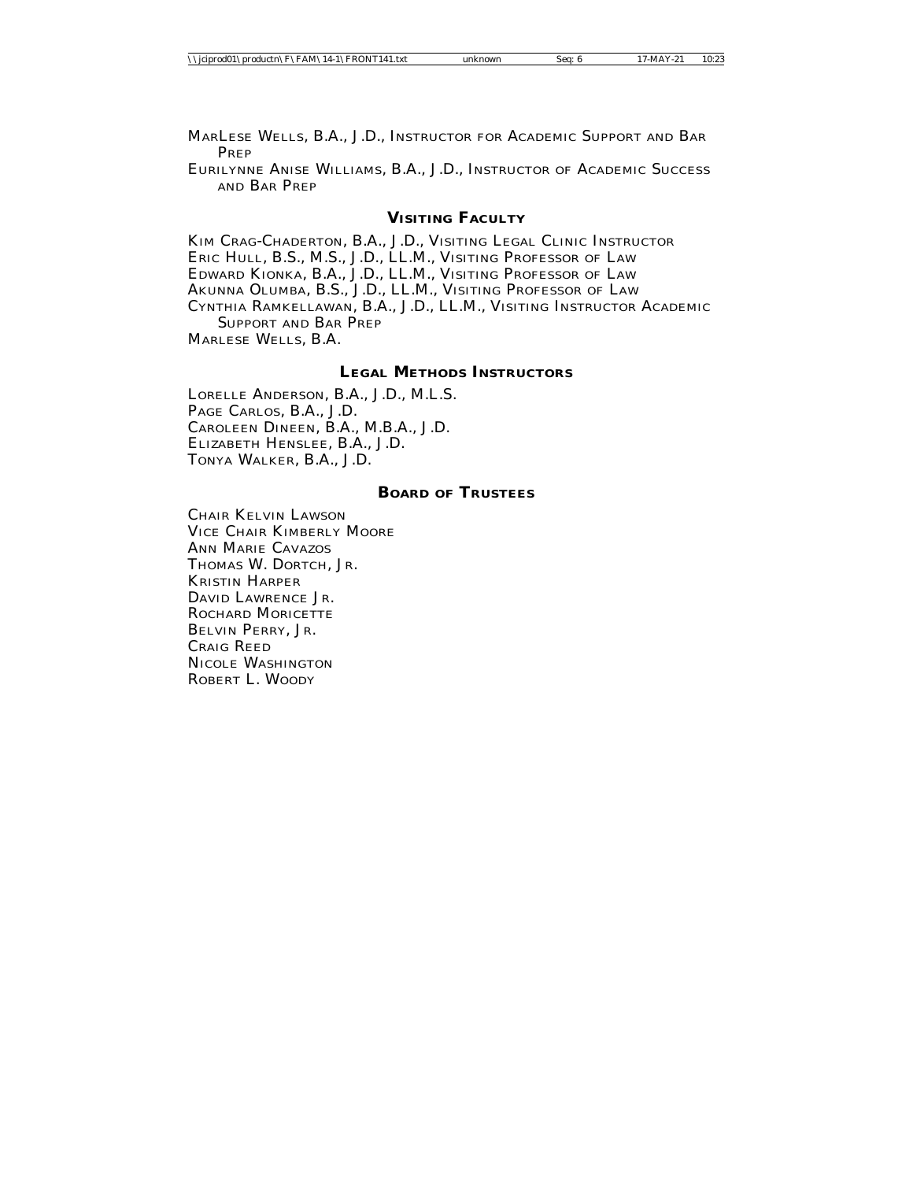MarLese Wells, B.A., J.D., Instructor for Academic Support and Bar Prep

Eurilynne Anise Williams, B.A., J.D., Instructor of Academic Success and Bar Prep

## Visiting Faculty

Kim Crag-Chaderton, B.A., J.D., Visiting Legal Clinic Instructor
Eric Hull, B.S., M.S., J.D., LL.M., Visiting Professor of Law
Edward Kionka, B.A., J.D., LL.M., Visiting Professor of Law
Akunna Olumba, B.S., J.D., LL.M., Visiting Professor of Law
Cynthia Ramkellawan, B.A., J.D., LL.M., Visiting Instructor Academic Support and Bar Prep
Marlese Wells, B.A.

## Legal Methods Instructors

Lorelle Anderson, B.A., J.D., M.L.S.
Page Carlos, B.A., J.D.
Caroleen Dineen, B.A., M.B.A., J.D.
Elizabeth Henslee, B.A., J.D.
Tonya Walker, B.A., J.D.

## Board of Trustees

Chair Kelvin Lawson
Vice Chair Kimberly Moore
Ann Marie Cavazos
Thomas W. Dortch, Jr.
Kristin Harper
David Lawrence Jr.
Rochard Moricette
Belvin Perry, Jr.
Craig Reed
Nicole Washington
Robert L. Woody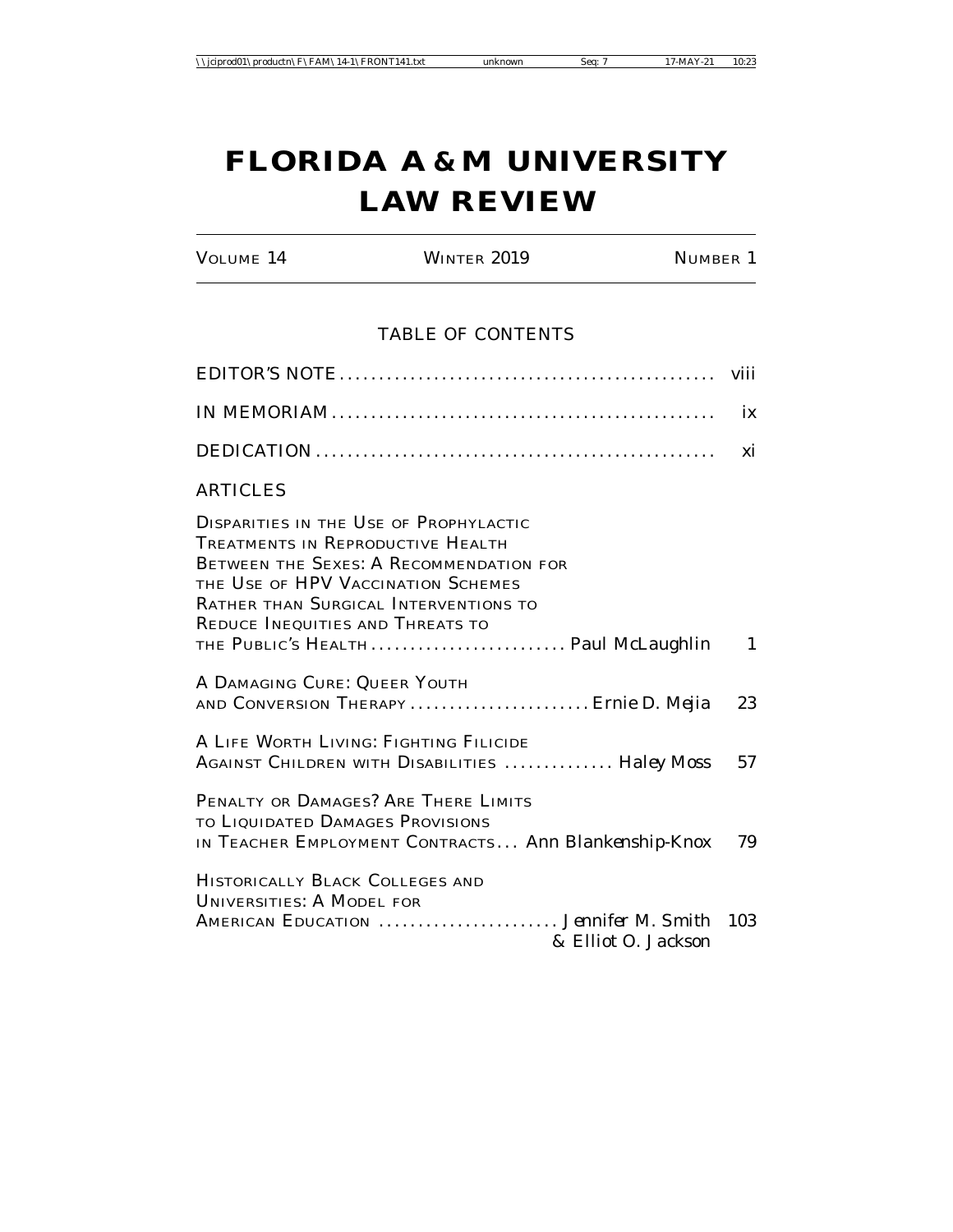# FLORIDA A & M UNIVERSITY LAW REVIEW

VOLUME 14 WINTER 2019 NUMBER 1

## TABLE OF CONTENTS

EDITOR'S NOTE ............................................... viii

IN MEMORIAM ................................................ ix

DEDICATION .................................................. xi

## ARTICLES

DISPARITIES IN THE USE OF PROPHYLACTIC TREATMENTS IN REPRODUCTIVE HEALTH BETWEEN THE SEXES: A RECOMMENDATION FOR THE USE OF HPV VACCINATION SCHEMES RATHER THAN SURGICAL INTERVENTIONS TO REDUCE INEQUITIES AND THREATS TO THE PUBLIC'S HEALTH ......................... *Paul McLaughlin* 1

A DAMAGING CURE: QUEER YOUTH AND CONVERSION THERAPY ....................... *Ernie D. Mejia* 23

A LIFE WORTH LIVING: FIGHTING FILICIDE AGAINST CHILDREN WITH DISABILITIES ............. *Haley Moss* 57

PENALTY OR DAMAGES? ARE THERE LIMITS TO LIQUIDATED DAMAGES PROVISIONS IN TEACHER EMPLOYMENT CONTRACTS ... *Ann Blankenship-Knox* 79

HISTORICALLY BLACK COLLEGES AND UNIVERSITIES: A MODEL FOR AMERICAN EDUCATION ....................... *Jennifer M. Smith & Elliot O. Jackson* 103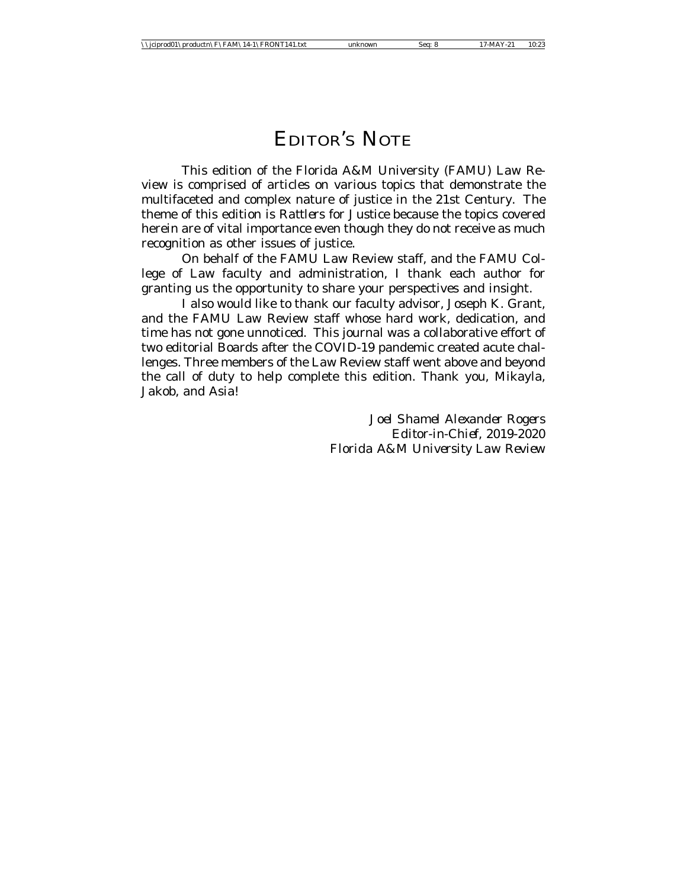# EDITOR'S NOTE

This edition of the Florida A&M University (FAMU) Law Review is comprised of articles on various topics that demonstrate the multifaceted and complex nature of justice in the 21st Century. The theme of this edition is *Rattlers for Justice* because the topics covered herein are of vital importance even though they do not receive as much recognition as other issues of justice.

On behalf of the FAMU Law Review staff, and the FAMU College of Law faculty and administration, I thank each author for granting us the opportunity to share your perspectives and insight.

I also would like to thank our faculty advisor, Joseph K. Grant, and the FAMU Law Review staff whose hard work, dedication, and time has not gone unnoticed. This journal was a collaborative effort of two editorial Boards after the COVID-19 pandemic created acute challenges. Three members of the Law Review staff went above and beyond the call of duty to help complete this edition. Thank you, Mikayla, Jakob, and Asia!

*Joel Shamel Alexander Rogers*
*Editor-in-Chief, 2019-2020*
*Florida A&M University Law Review*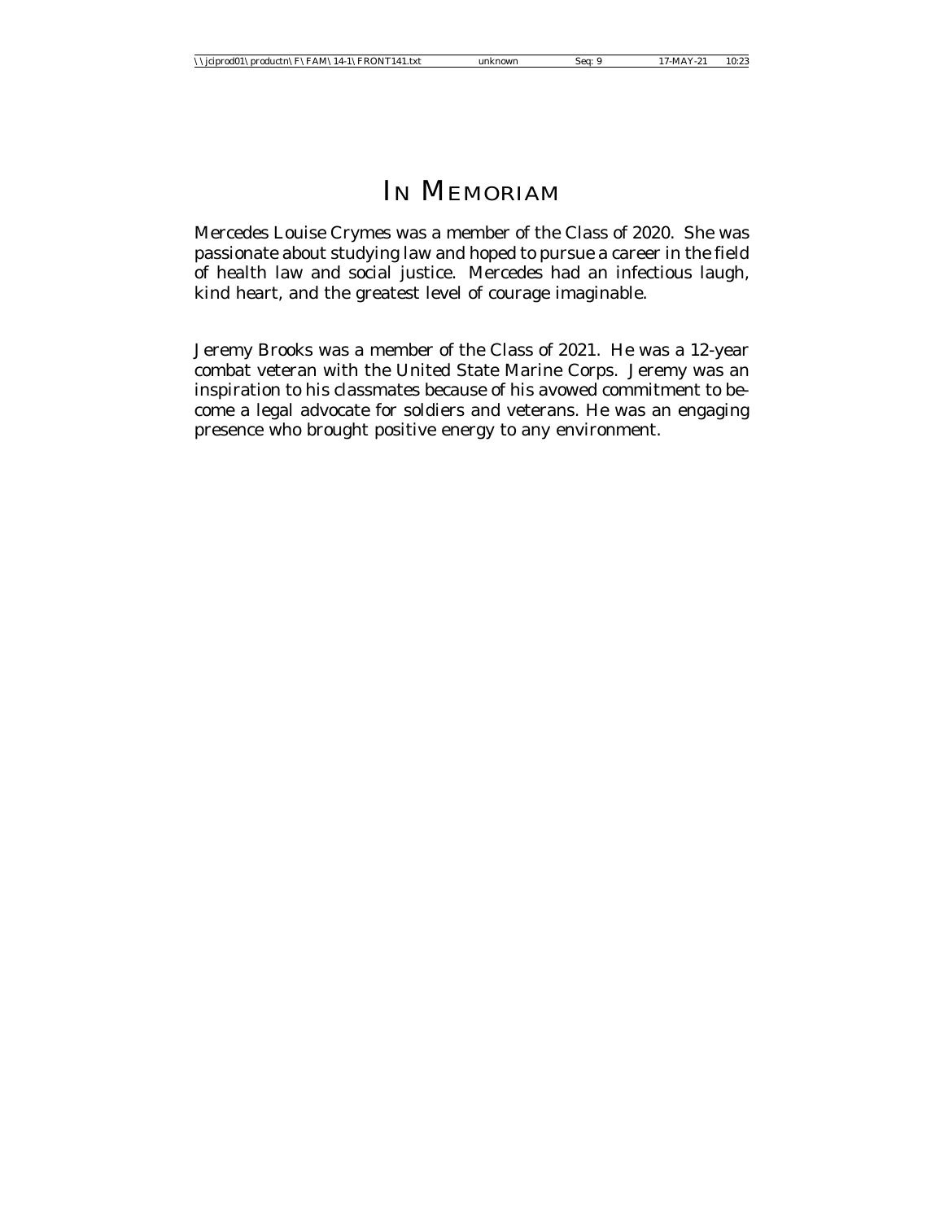# In Memoriam

Mercedes Louise Crymes was a member of the Class of 2020. She was passionate about studying law and hoped to pursue a career in the field of health law and social justice. Mercedes had an infectious laugh, kind heart, and the greatest level of courage imaginable.

Jeremy Brooks was a member of the Class of 2021. He was a 12-year combat veteran with the United State Marine Corps. Jeremy was an inspiration to his classmates because of his avowed commitment to become a legal advocate for soldiers and veterans. He was an engaging presence who brought positive energy to any environment.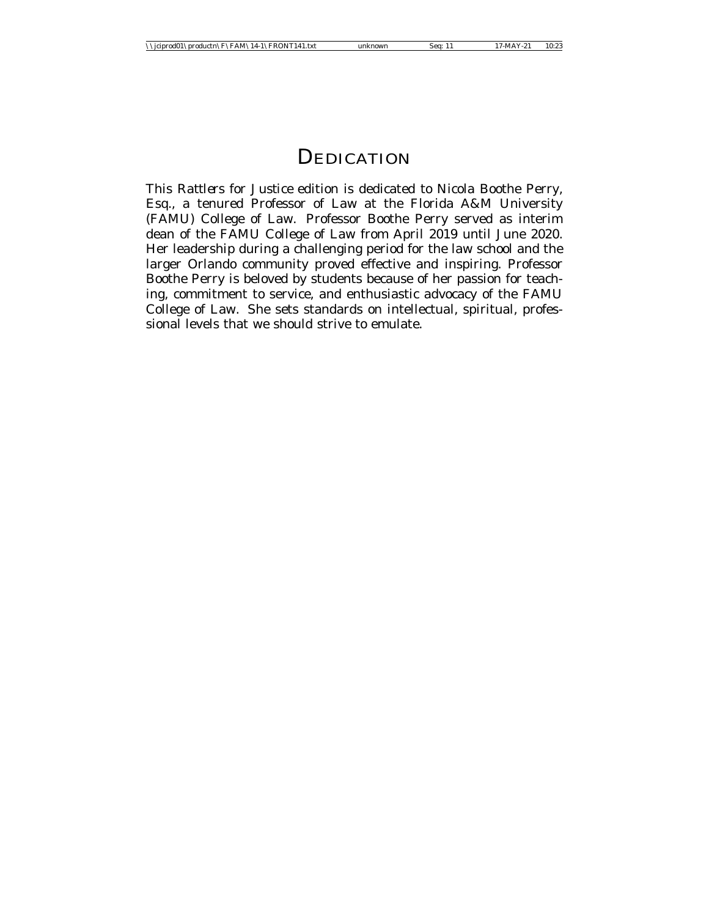# Dedication

This *Rattlers for Justice* edition is dedicated to Nicola Boothe Perry, Esq., a tenured Professor of Law at the Florida A&M University (FAMU) College of Law. Professor Boothe Perry served as interim dean of the FAMU College of Law from April 2019 until June 2020. Her leadership during a challenging period for the law school and the larger Orlando community proved effective and inspiring. Professor Boothe Perry is beloved by students because of her passion for teaching, commitment to service, and enthusiastic advocacy of the FAMU College of Law. She sets standards on intellectual, spiritual, professional levels that we should strive to emulate.